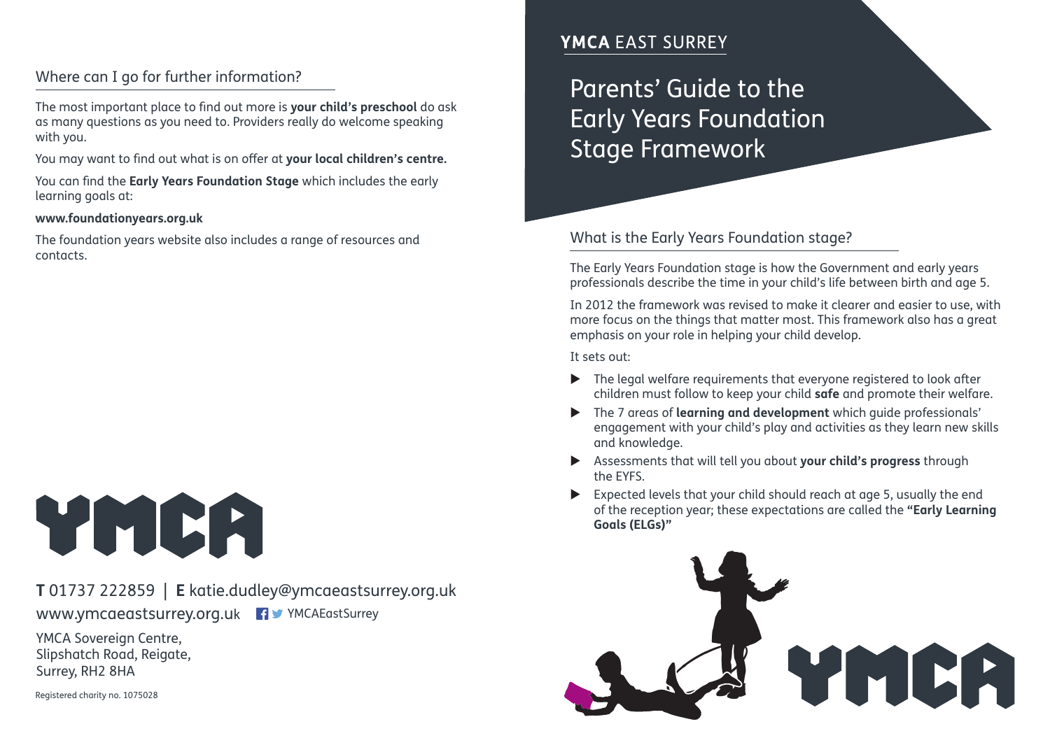## YMCA EAST SURREY

# Parents' Guide to the Early Years Foundation Stage Framework

## What is the Early Years Foundation stage?

The Early Years Foundation stage is how the Government and early years professionals describe the time in your child's life between birth and age 5.

In 2012 the framework was revised to make it clearer and easier to use, with more focus on the things that matter most. This framework also has a great emphasis on your role in helping your child develop.

It sets out:

- The legal welfare requirements that everyone registered to look after children must follow to keep your child **safe** and promote their welfare.
- The 7 areas of **learning and development** which guide professionals' engagement with your child's play and activities as they learn new skills and knowledge.
- Assessments that will tell you about **your child's progress** through the EYFS.
- Expected levels that your child should reach at age 5, usually the end of the reception year; these expectations are called the **"Early Learning Goals (ELGs)"**

## Where can I go for further information?

The most important place to find out more is **your child's preschool** do ask as many questions as you need to. Providers really do welcome speaking with you.

You may want to find out what is on offer at **your local children's centre.**

You can find the **Early Years Foundation Stage** which includes the early learning goals at:

**www.foundationyears.org.uk**

The foundation years website also includes a range of resources and contacts.

YMCA

**T** 01737 222859 | **E** katie.dudley@ymcaeastsurrey.org.uk

www.ymcaeastsurrey.org.uk YMCAEastSurrey

YMCA Sovereign Centre,
Slipshatch Road, Reigate,
Surrey, RH2 8HA

Registered charity no. 1075028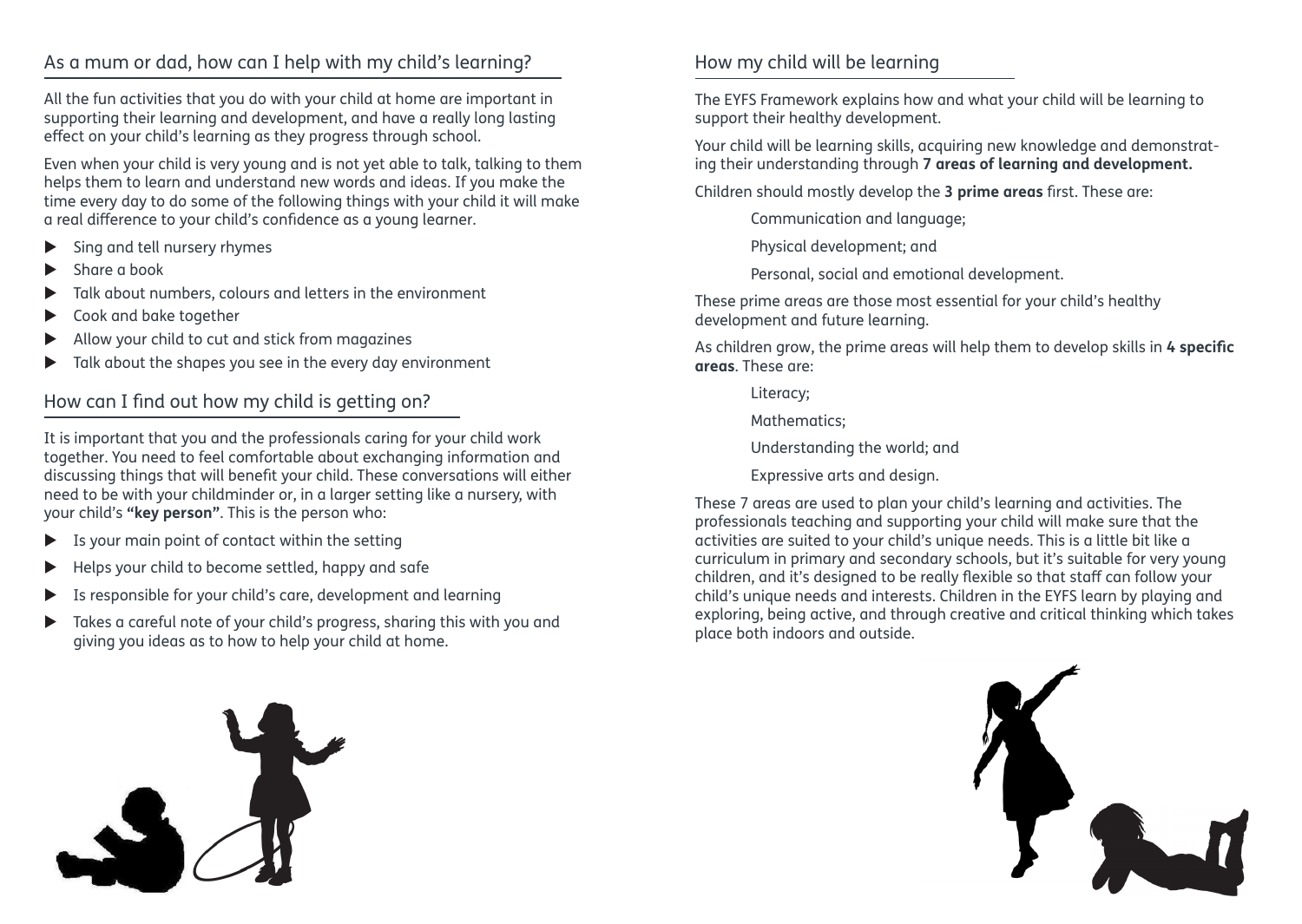## As a mum or dad, how can I help with my child's learning?

All the fun activities that you do with your child at home are important in supporting their learning and development, and have a really long lasting effect on your child's learning as they progress through school.

Even when your child is very young and is not yet able to talk, talking to them helps them to learn and understand new words and ideas. If you make the time every day to do some of the following things with your child it will make a real difference to your child's confidence as a young learner.

- Sing and tell nursery rhymes
- Share a book
- Talk about numbers, colours and letters in the environment
- Cook and bake together
- Allow your child to cut and stick from magazines
- Talk about the shapes you see in the every day environment

## How can I find out how my child is getting on?

It is important that you and the professionals caring for your child work together. You need to feel comfortable about exchanging information and discussing things that will benefit your child. These conversations will either need to be with your childminder or, in a larger setting like a nursery, with your child's **"key person"**. This is the person who:

- Is your main point of contact within the setting
- Helps your child to become settled, happy and safe
- Is responsible for your child's care, development and learning
- Takes a careful note of your child's progress, sharing this with you and giving you ideas as to how to help your child at home.

## How my child will be learning

The EYFS Framework explains how and what your child will be learning to support their healthy development.

Your child will be learning skills, acquiring new knowledge and demonstrating their understanding through **7 areas of learning and development.**

Children should mostly develop the **3 prime areas** first. These are:

Communication and language;

Physical development; and

Personal, social and emotional development.

These prime areas are those most essential for your child's healthy development and future learning.

As children grow, the prime areas will help them to develop skills in **4 specific areas**. These are:

Literacy;

Mathematics;

Understanding the world; and

Expressive arts and design.

These 7 areas are used to plan your child's learning and activities. The professionals teaching and supporting your child will make sure that the activities are suited to your child's unique needs. This is a little bit like a curriculum in primary and secondary schools, but it's suitable for very young children, and it's designed to be really flexible so that staff can follow your child's unique needs and interests. Children in the EYFS learn by playing and exploring, being active, and through creative and critical thinking which takes place both indoors and outside.